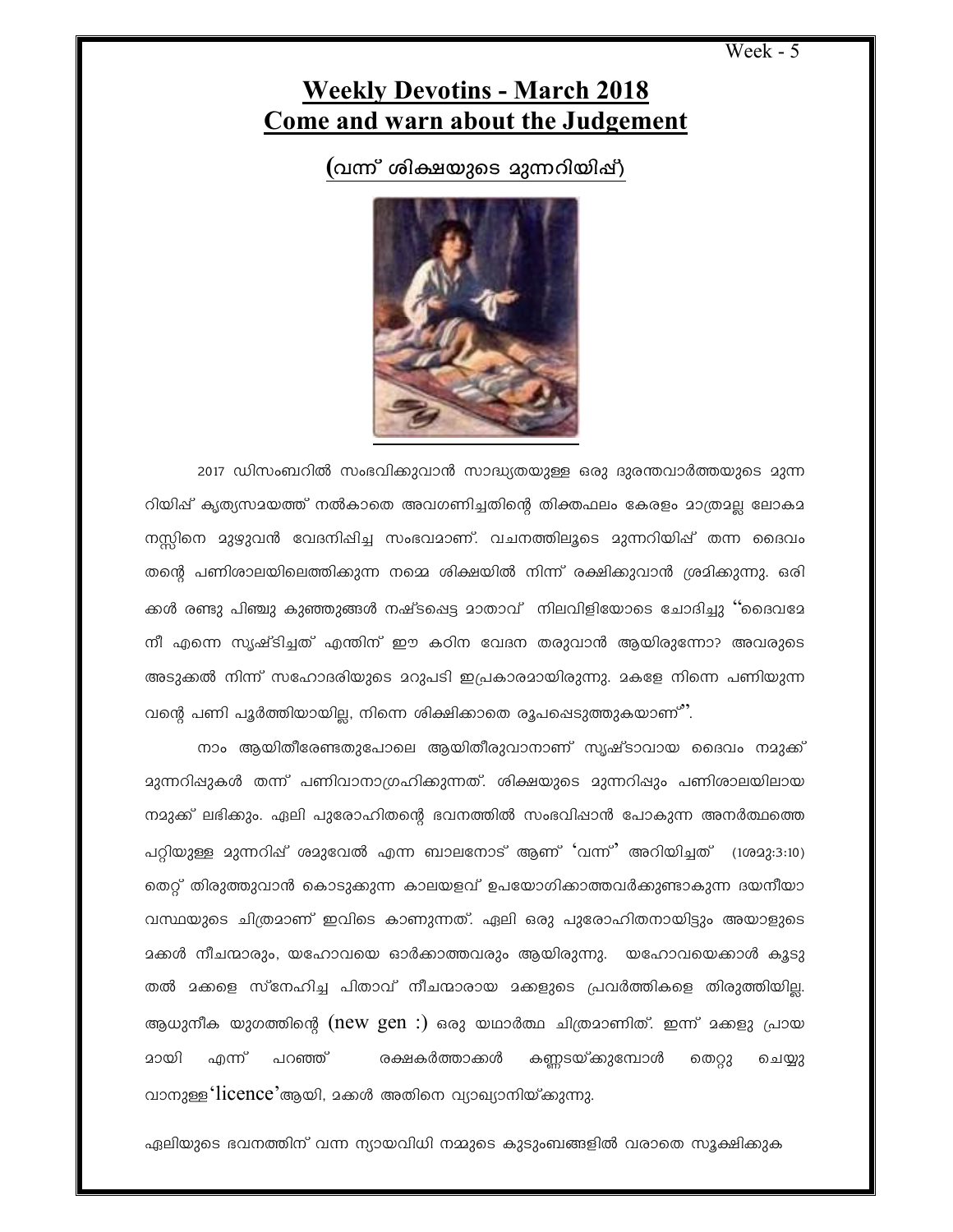# Weekly Devotins - March 2018

# Come and warn about the Judgement

## (വന്ന് ശിക്ഷയുടെ മുന്നറിയിപ്പ്)

2017 ഡിസംബറിൽ സംഭവിക്കുവാൻ സാദ്ധ്യതയുള്ള ഒരു ദുരന്തവാർത്തയുടെ മുന്നറിയിപ്പ് കൃത്യസമയത്ത് നൽകാതെ അവഗണിച്ചതിന്റെ തിക്തഫലം കേരളം മാത്രമല്ല ലോകമനസ്സിനെ മുഴുവൻ വേദനിപ്പിച്ച സംഭവമാണ്. വചനത്തിലൂടെ മുന്നറിയിപ്പ് തന്ന ദൈവം തന്റെ പണിശാലയിലെത്തിക്കുന്ന നമ്മെ ശിക്ഷയിൽ നിന്ന് രക്ഷിക്കുവാൻ ശ്രമിക്കുന്നു. ഒരിക്കൾ രണ്ടു പിഞ്ചു കുഞ്ഞുങ്ങൾ നഷ്ടപ്പെട്ട മാതാവ് നിലവിളിയോടെ ചോദിച്ചു "ദൈവമേ നീ എന്നെ സൃഷ്ടിച്ചത് എന്തിന് ഈ കഠിന വേദന തരുവാൻ ആയിരുന്നോ? അവരുടെ അടുക്കൽ നിന്ന് സഹോദരിയുടെ മറുപടി ഇപ്രകാരമായിരുന്നു. മകളേ നിന്നെ പണിയുന്നവന്റെ പണി പൂർത്തിയായില്ല, നിന്നെ ശിക്ഷിക്കാതെ രൂപപ്പെടുത്തുകയാണ്".

നാം ആയിതീരേണ്ടതുപോലെ ആയിതീരുവാനാണ് സൃഷ്ടാവായ ദൈവം നമുക്ക് മുന്നറിപ്പുകൾ തന്ന് പണിവാനാഗ്രഹിക്കുന്നത്. ശിക്ഷയുടെ മുന്നറിപ്പും പണിശാലയിലായ നമുക്ക് ലഭിക്കും. ഏലി പുരോഹിതന്റെ ഭവനത്തിൽ സംഭവിപ്പാൻ പോകുന്ന അനർത്ഥത്തെ പറ്റിയുള്ള മുന്നറിപ്പ് ശമുവേൽ എന്ന ബാലനോട് ആണ് 'വന്ന്' അറിയിച്ചത് (1ശമു:3:10) തെറ്റ് തിരുത്തുവാൻ കൊടുക്കുന്ന കാലയളവ് ഉപയോഗിക്കാത്തവർക്കുണ്ടാകുന്ന ദയനീയാവസ്ഥയുടെ ചിത്രമാണ് ഇവിടെ കാണുന്നത്. ഏലി ഒരു പുരോഹിതനായിട്ടും അയാളുടെ മക്കൾ നീചന്മാരും, യഹോവയെ ഓർക്കാത്തവരും ആയിരുന്നു. യഹോവയെക്കാൾ കൂടുതൽ മക്കളെ സ്നേഹിച്ച പിതാവ് നീചന്മാരായ മക്കളുടെ പ്രവർത്തികളെ തിരുത്തിയില്ല. ആധുനീക യുഗത്തിന്റെ (new gen :) ഒരു യഥാർത്ഥ ചിത്രമാണിത്. ഇന്ന് മക്കളു പ്രായമായി എന്ന് പറഞ്ഞ് രക്ഷകർത്താക്കൾ കണ്ണടയ്ക്കുമ്പോൾ തെറ്റു ചെയ്യുവാനുള്ള 'licence' ആയി, മക്കൾ അതിനെ വ്യാഖ്യാനിയ്ക്കുന്നു.

ഏലിയുടെ ഭവനത്തിന് വന്ന ന്യായവിധി നമ്മുടെ കുടുംബങ്ങളിൽ വരാതെ സൂക്ഷിക്കുക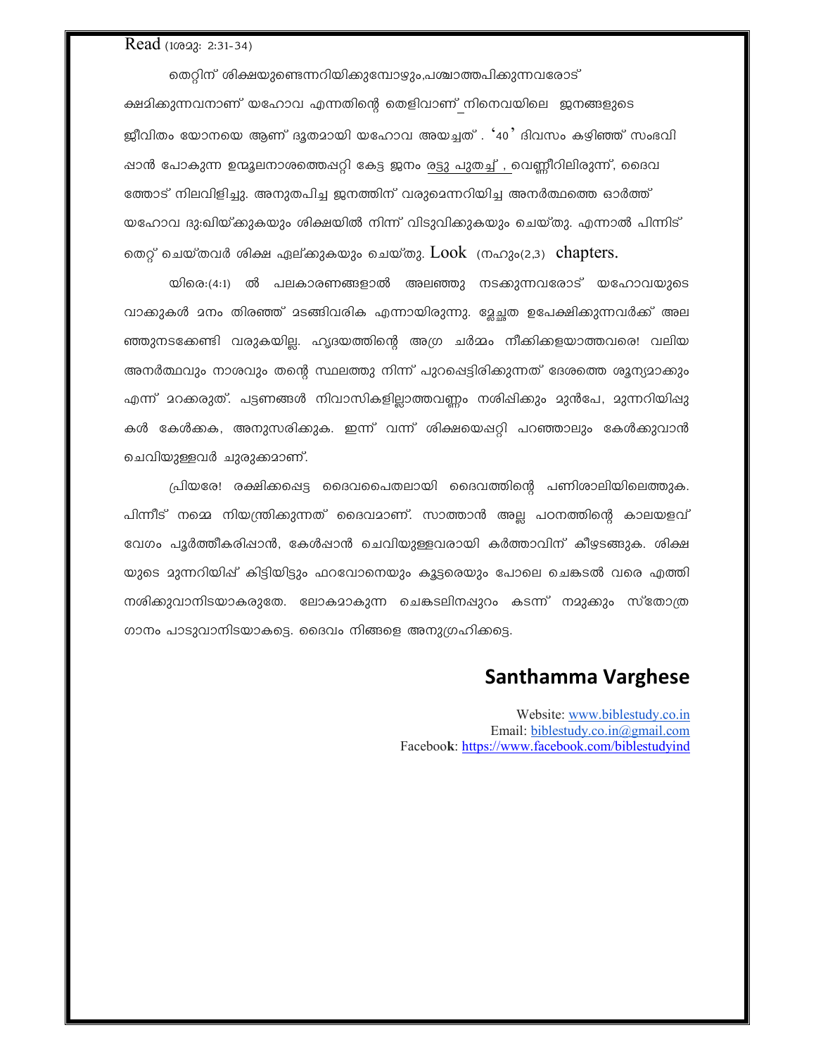Read (1ശമു: 2:31-34)

തെറ്റിന് ശിക്ഷയുണ്ടെന്നറിയിക്കുമ്പോഴും,പശ്ചാത്തപിക്കുന്നവരോട് ക്ഷമിക്കുന്നവനാണ് യഹോവ എന്നതിന്റെ തെളിവാണ് നിനെവയിലെ ജനങ്ങളുടെ ജീവിതം യോനയെ ആണ് ദൂതമായി യഹോവ അയച്ചത് . '40' ദിവസം കഴിഞ്ഞ് സംഭവിപ്പാൻ പോകുന്ന ഉന്മൂലനാശത്തെപ്പറ്റി കേട്ട ജനം രട്ടു പുതച്ച് , വെണ്ണീറിലിരുന്ന്, ദൈവത്തോട് നിലവിളിച്ചു. അനുതപിച്ച ജനത്തിന് വരുമെന്നറിയിച്ച അനർത്ഥത്തെ ഓർത്ത് യഹോവ ദു:ഖിയ്ക്കുകയും ശിക്ഷയിൽ നിന്ന് വിടുവിക്കുകയും ചെയ്തു. എന്നാൽ പിന്നീട് തെറ്റ് ചെയ്തവർ ശിക്ഷ ഏല്ക്കുകയും ചെയ്തു. Look (നഹൂം(2,3) chapters.

യിരെ:(4:1) ൽ പലകാരണങ്ങളാൽ അലഞ്ഞു നടക്കുന്നവരോട് യഹോവയുടെ വാക്കുകൾ മനം തിരഞ്ഞ് മടങ്ങിവരിക എന്നായിരുന്നു. മ്ലേച്ഛത ഉപേക്ഷിക്കുന്നവർക്ക് അലഞ്ഞുനടക്കേണ്ടി വരുകയില്ല. ഹൃദയത്തിന്റെ അഗ്ര ചർമ്മം നീക്കിക്കളയാത്തവരെ! വലിയ അനർത്ഥവും നാശവും തന്റെ സ്ഥലത്തു നിന്ന് പുറപ്പെട്ടിരിക്കുന്നത് ദേശത്തെ ശൂന്യമാക്കും എന്ന് മറക്കരുത്. പട്ടണങ്ങൾ നിവാസികളില്ലാത്തവണ്ണം നശിപ്പിക്കും മുൻപേ, മുന്നറിയിപ്പുകൾ കേൾക്കുക, അനുസരിക്കുക. ഇന്ന് വന്ന് ശിക്ഷയെപ്പറ്റി പറഞ്ഞാലും കേൾക്കുവാൻ ചെവിയുള്ളവർ ചുരുക്കമാണ്.

പ്രിയരേ! രക്ഷിക്കപ്പെട്ട ദൈവപൈതലായി ദൈവത്തിന്റെ പണിശാലിയിലെത്തുക. പിന്നീട് നമ്മെ നിയന്ത്രിക്കുന്നത് ദൈവമാണ്. സാത്താൻ അല്ല പഠനത്തിന്റെ കാലയളവ് വേഗം പൂർത്തീകരിപ്പാൻ, കേൾപ്പാൻ ചെവിയുള്ളവരായി കർത്താവിന് കീഴടങ്ങുക. ശിക്ഷയുടെ മുന്നറിയിപ്പ് കിട്ടിയിട്ടും ഫറവോനെയും കൂട്ടരെയും പോലെ ചെങ്കടൽ വരെ എത്തി നശിക്കുവാനിടയാകരുതേ. ലോകമാകുന്ന ചെങ്കടലിനപ്പുറം കടന്ന് നമുക്കും സ്തോത്ര ഗാനം പാടുവാനിടയാകട്ടെ. ദൈവം നിങ്ങളെ അനുഗ്രഹിക്കട്ടെ.

**Santhamma Varghese**

Website: www.biblestudy.co.in
Email: biblestudy.co.in@gmail.com
Facebook: https://www.facebook.com/biblestudyind